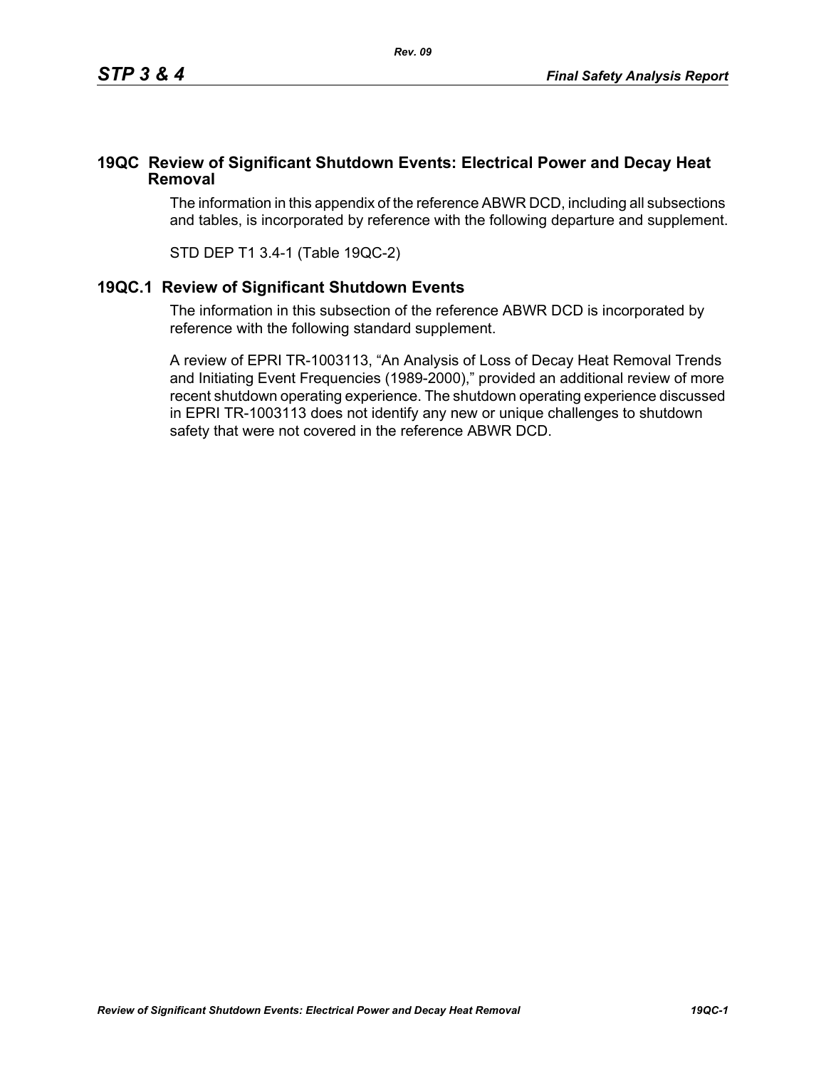## 19QC Review of Significant Shutdown Events: Electrical Power and Decay Heat Removal

The information in this appendix of the reference ABWR DCD, including all subsections and tables, is incorporated by reference with the following departure and supplement.

STD DEP T1 3.4-1 (Table 19QC-2)

## 19QC.1 Review of Significant Shutdown Events

The information in this subsection of the reference ABWR DCD is incorporated by reference with the following standard supplement.

A review of EPRI TR-1003113, “An Analysis of Loss of Decay Heat Removal Trends and Initiating Event Frequencies (1989-2000),” provided an additional review of more recent shutdown operating experience. The shutdown operating experience discussed in EPRI TR-1003113 does not identify any new or unique challenges to shutdown safety that were not covered in the reference ABWR DCD.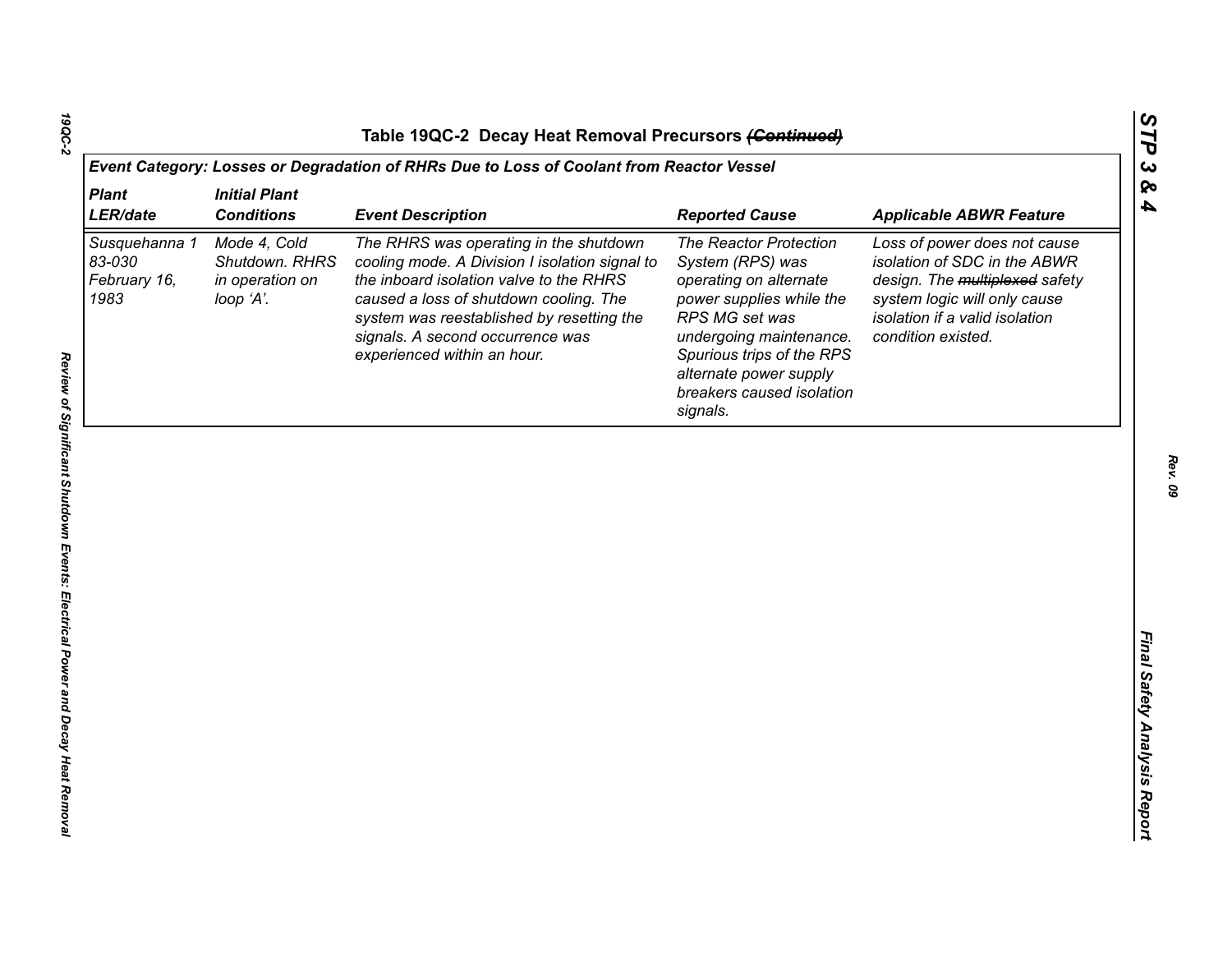## Table 19QC-2 Decay Heat Removal Precursors ~~(Continued)~~

| Event Category: Losses or Degradation of RHRs Due to Loss of Coolant from Reactor Vessel | | | | |
|---|---|---|---|---|
| *Plant LER/date* | *Initial Plant Conditions* | *Event Description* | *Reported Cause* | *Applicable ABWR Feature* |
| *Susquehanna 1 83-030 February 16, 1983* | *Mode 4, Cold Shutdown. RHRS in operation on loop 'A'.* | *The RHRS was operating in the shutdown cooling mode. A Division I isolation signal to the inboard isolation valve to the RHRS caused a loss of shutdown cooling. The system was reestablished by resetting the signals. A second occurrence was experienced within an hour.* | *The Reactor Protection System (RPS) was operating on alternate power supplies while the RPS MG set was undergoing maintenance. Spurious trips of the RPS alternate power supply breakers caused isolation signals.* | *Loss of power does not cause isolation of SDC in the ABWR design. The ~~multiplexed~~ safety system logic will only cause isolation if a valid isolation condition existed.* |